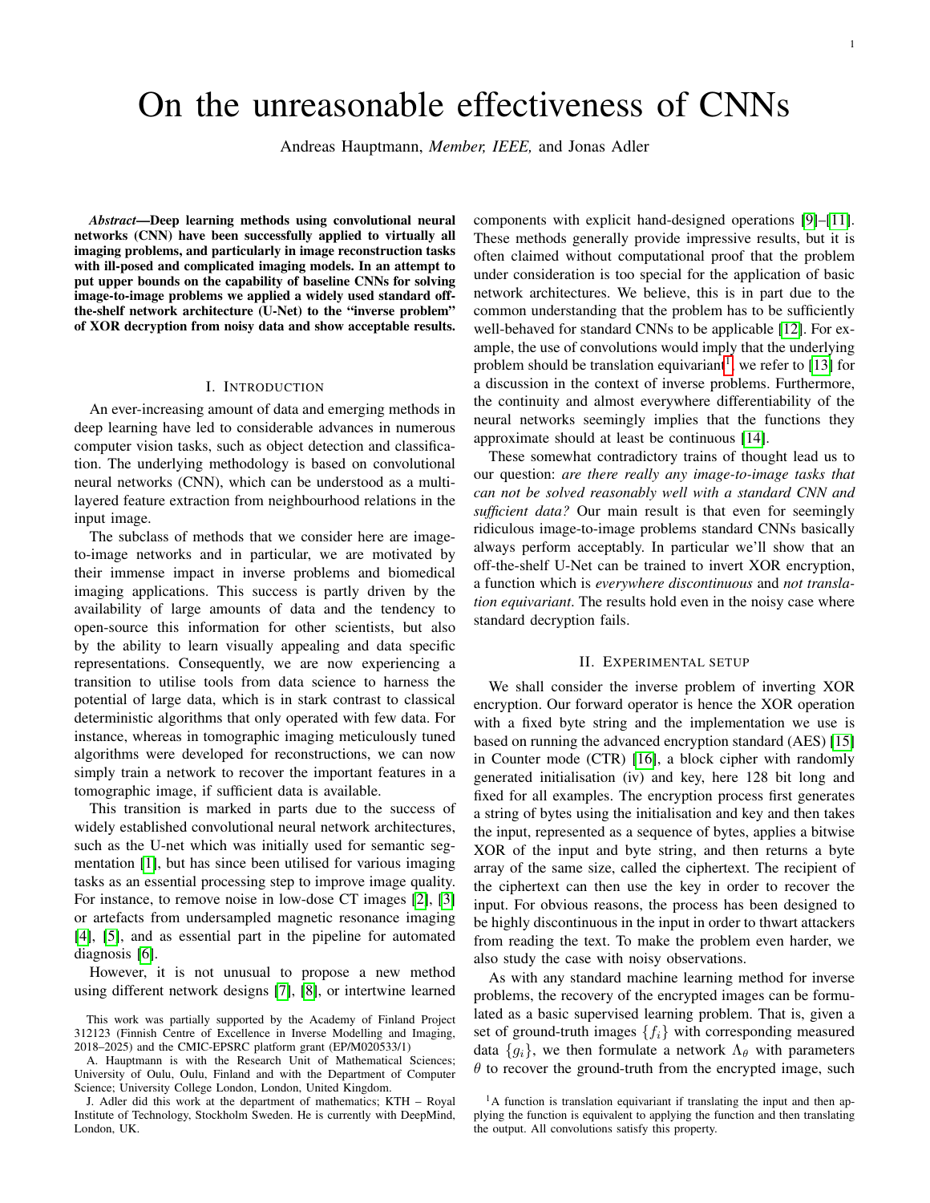# On the unreasonable effectiveness of CNNs

Andreas Hauptmann, *Member, IEEE,* and Jonas Adler

***Abstract*—Deep learning methods using convolutional neural networks (CNN) have been successfully applied to virtually all imaging problems, and particularly in image reconstruction tasks with ill-posed and complicated imaging models. In an attempt to put upper bounds on the capability of baseline CNNs for solving image-to-image problems we applied a widely used standard off-the-shelf network architecture (U-Net) to the "inverse problem" of XOR decryption from noisy data and show acceptable results.**

## I. Introduction

An ever-increasing amount of data and emerging methods in deep learning have led to considerable advances in numerous computer vision tasks, such as object detection and classification. The underlying methodology is based on convolutional neural networks (CNN), which can be understood as a multi-layered feature extraction from neighbourhood relations in the input image.

The subclass of methods that we consider here are image-to-image networks and in particular, we are motivated by their immense impact in inverse problems and biomedical imaging applications. This success is partly driven by the availability of large amounts of data and the tendency to open-source this information for other scientists, but also by the ability to learn visually appealing and data specific representations. Consequently, we are now experiencing a transition to utilise tools from data science to harness the potential of large data, which is in stark contrast to classical deterministic algorithms that only operated with few data. For instance, whereas in tomographic imaging meticulously tuned algorithms were developed for reconstructions, we can now simply train a network to recover the important features in a tomographic image, if sufficient data is available.

This transition is marked in parts due to the success of widely established convolutional neural network architectures, such as the U-net which was initially used for semantic segmentation [1], but has since been utilised for various imaging tasks as an essential processing step to improve image quality. For instance, to remove noise in low-dose CT images [2], [3] or artefacts from undersampled magnetic resonance imaging [4], [5], and as essential part in the pipeline for automated diagnosis [6].

However, it is not unusual to propose a new method using different network designs [7], [8], or intertwine learned components with explicit hand-designed operations [9]–[11]. These methods generally provide impressive results, but it is often claimed without computational proof that the problem under consideration is too special for the application of basic network architectures. We believe, this is in part due to the common understanding that the problem has to be sufficiently well-behaved for standard CNNs to be applicable [12]. For example, the use of convolutions would imply that the underlying problem should be translation equivariant[1], we refer to [13] for a discussion in the context of inverse problems. Furthermore, the continuity and almost everywhere differentiability of the neural networks seemingly implies that the functions they approximate should at least be continuous [14].

These somewhat contradictory trains of thought lead us to our question: *are there really any image-to-image tasks that can not be solved reasonably well with a standard CNN and sufficient data?* Our main result is that even for seemingly ridiculous image-to-image problems standard CNNs basically always perform acceptably. In particular we'll show that an off-the-shelf U-Net can be trained to invert XOR encryption, a function which is *everywhere discontinuous* and *not translation equivariant*. The results hold even in the noisy case where standard decryption fails.

## II. Experimental setup

We shall consider the inverse problem of inverting XOR encryption. Our forward operator is hence the XOR operation with a fixed byte string and the implementation we use is based on running the advanced encryption standard (AES) [15] in Counter mode (CTR) [16], a block cipher with randomly generated initialisation (iv) and key, here 128 bit long and fixed for all examples. The encryption process first generates a string of bytes using the initialisation and key and then takes the input, represented as a sequence of bytes, applies a bitwise XOR of the input and byte string, and then returns a byte array of the same size, called the ciphertext. The recipient of the ciphertext can then use the key in order to recover the input. For obvious reasons, the process has been designed to be highly discontinuous in the input in order to thwart attackers from reading the text. To make the problem even harder, we also study the case with noisy observations.

As with any standard machine learning method for inverse problems, the recovery of the encrypted images can be formulated as a basic supervised learning problem. That is, given a set of ground-truth images $\{f_i\}$ with corresponding measured data $\{g_i\}$, we then formulate a network $\Lambda_\theta$ with parameters $\theta$ to recover the ground-truth from the encrypted image, such

This work was partially supported by the Academy of Finland Project 312123 (Finnish Centre of Excellence in Inverse Modelling and Imaging, 2018–2025) and the CMIC-EPSRC platform grant (EP/M020533/1)

A. Hauptmann is with the Research Unit of Mathematical Sciences; University of Oulu, Oulu, Finland and with the Department of Computer Science; University College London, London, United Kingdom.

J. Adler did this work at the department of mathematics; KTH – Royal Institute of Technology, Stockholm Sweden. He is currently with DeepMind, London, UK.

[1] A function is translation equivariant if translating the input and then applying the function is equivalent to applying the function and then translating the output. All convolutions satisfy this property.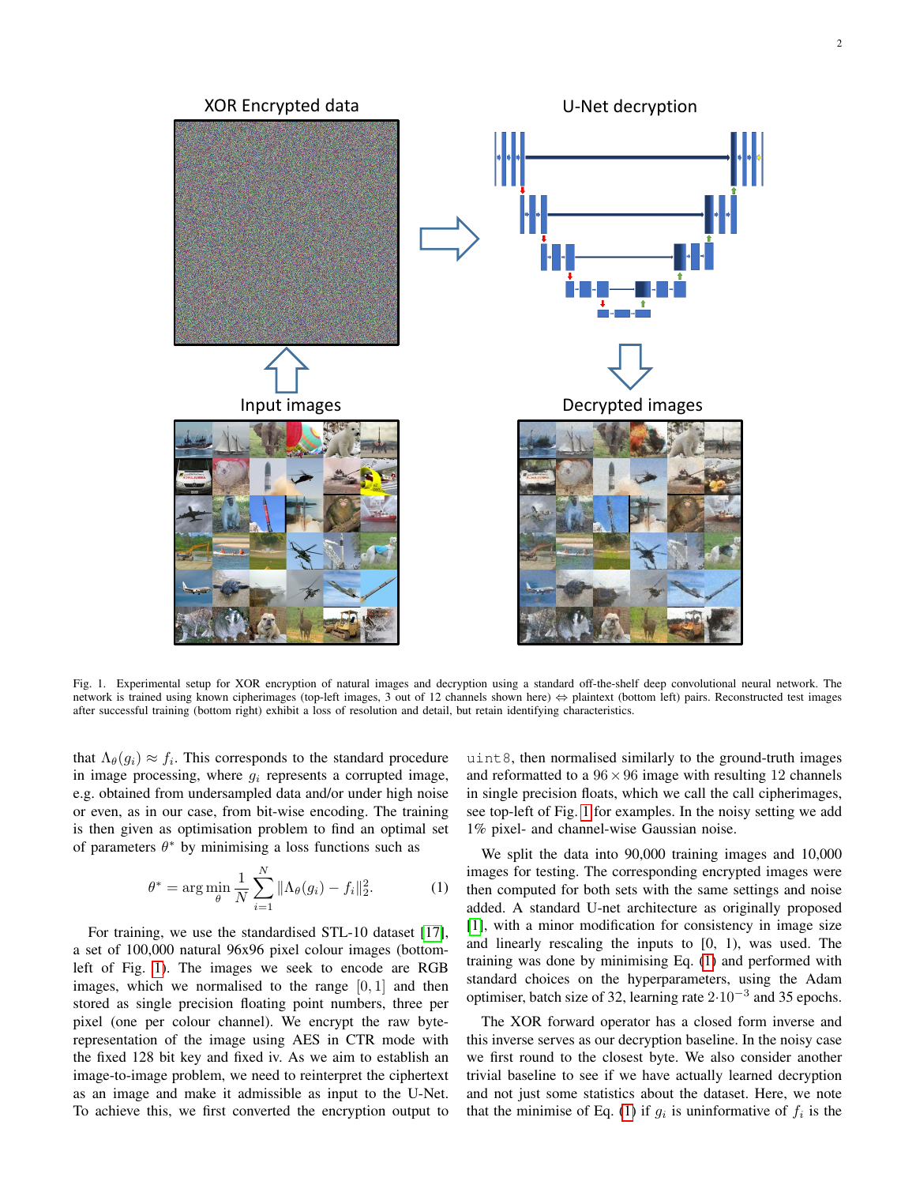Fig. 1. Experimental setup for XOR encryption of natural images and decryption using a standard off-the-shelf deep convolutional neural network. The network is trained using known cipherimages (top-left images, 3 out of 12 channels shown here) ⇔ plaintext (bottom left) pairs. Reconstructed test images after successful training (bottom right) exhibit a loss of resolution and detail, but retain identifying characteristics.

that $\Lambda_\theta(g_i) \approx f_i$. This corresponds to the standard procedure in image processing, where $g_i$ represents a corrupted image, e.g. obtained from undersampled data and/or under high noise or even, as in our case, from bit-wise encoding. The training is then given as optimisation problem to find an optimal set of parameters $\theta^*$ by minimising a loss functions such as

$$\theta^* = \arg\min_\theta \frac{1}{N} \sum_{i=1}^{N} \|\Lambda_\theta(g_i) - f_i\|_2^2. \tag{1}$$

For training, we use the standardised STL-10 dataset [17], a set of 100,000 natural 96x96 pixel colour images (bottom-left of Fig. 1). The images we seek to encode are RGB images, which we normalised to the range $[0, 1]$ and then stored as single precision floating point numbers, three per pixel (one per colour channel). We encrypt the raw byte-representation of the image using AES in CTR mode with the fixed 128 bit key and fixed iv. As we aim to establish an image-to-image problem, we need to reinterpret the ciphertext as an image and make it admissible as input to the U-Net. To achieve this, we first converted the encryption output to `uint8`, then normalised similarly to the ground-truth images and reformatted to a $96 \times 96$ image with resulting 12 channels in single precision floats, which we call the call cipherimages, see top-left of Fig. 1 for examples. In the noisy setting we add 1% pixel- and channel-wise Gaussian noise.

We split the data into 90,000 training images and 10,000 images for testing. The corresponding encrypted images were then computed for both sets with the same settings and noise added. A standard U-net architecture as originally proposed [1], with a minor modification for consistency in image size and linearly rescaling the inputs to [0, 1), was used. The training was done by minimising Eq. (1) and performed with standard choices on the hyperparameters, using the Adam optimiser, batch size of 32, learning rate $2 \cdot 10^{-3}$ and 35 epochs.

The XOR forward operator has a closed form inverse and this inverse serves as our decryption baseline. In the noisy case we first round to the closest byte. We also consider another trivial baseline to see if we have actually learned decryption and not just some statistics about the dataset. Here, we note that the minimise of Eq. (1) if $g_i$ is uninformative of $f_i$ is the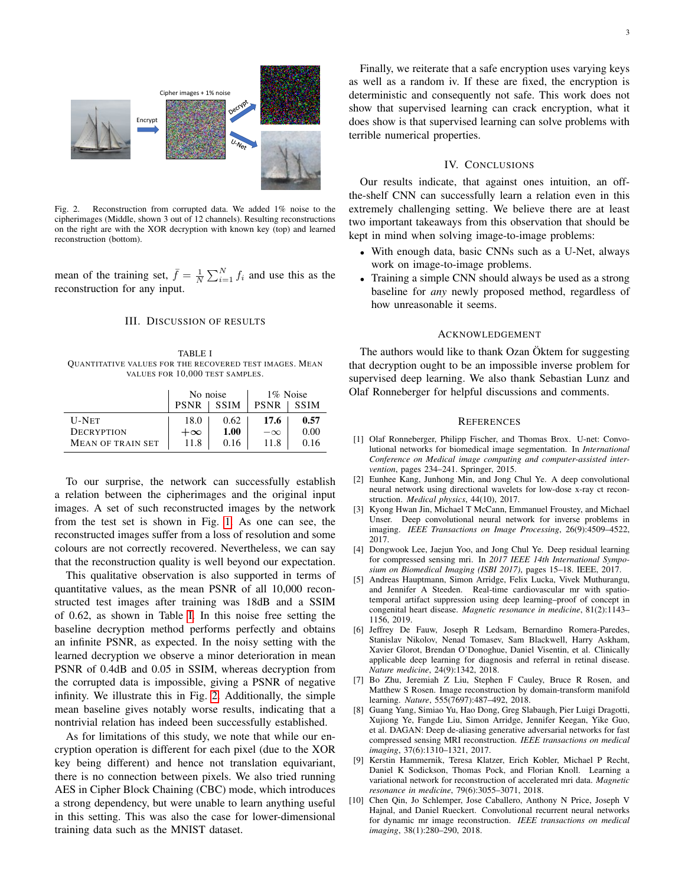Fig. 2. Reconstruction from corrupted data. We added 1% noise to the cipherimages (Middle, shown 3 out of 12 channels). Resulting reconstructions on the right are with the XOR decryption with known key (top) and learned reconstruction (bottom).

mean of the training set, $\bar{f} = \frac{1}{N}\sum_{i=1}^{N} f_i$ and use this as the reconstruction for any input.

## III. Discussion of results

TABLE I
QUANTITATIVE VALUES FOR THE RECOVERED TEST IMAGES. MEAN VALUES FOR 10,000 TEST SAMPLES.

| | No noise | | 1% Noise | |
|---|---|---|---|---|
| | PSNR | SSIM | PSNR | SSIM |
| U-Net | 18.0 | 0.62 | **17.6** | **0.57** |
| Decryption | $+\infty$ | **1.00** | $-\infty$ | 0.00 |
| Mean of train set | 11.8 | 0.16 | 11.8 | 0.16 |

To our surprise, the network can successfully establish a relation between the cipherimages and the original input images. A set of such reconstructed images by the network from the test set is shown in Fig. 1. As one can see, the reconstructed images suffer from a loss of resolution and some colours are not correctly recovered. Nevertheless, we can say that the reconstruction quality is well beyond our expectation.

This qualitative observation is also supported in terms of quantitative values, as the mean PSNR of all 10,000 reconstructed test images after training was 18dB and a SSIM of 0.62, as shown in Table I. In this noise free setting the baseline decryption method performs perfectly and obtains an infinite PSNR, as expected. In the noisy setting with the learned decryption we observe a minor deterioration in mean PSNR of 0.4dB and 0.05 in SSIM, whereas decryption from the corrupted data is impossible, giving a PSNR of negative infinity. We illustrate this in Fig. 2. Additionally, the simple mean baseline gives notably worse results, indicating that a nontrivial relation has indeed been successfully established.

As for limitations of this study, we note that while our encryption operation is different for each pixel (due to the XOR key being different) and hence not translation equivariant, there is no connection between pixels. We also tried running AES in Cipher Block Chaining (CBC) mode, which introduces a strong dependency, but were unable to learn anything useful in this setting. This was also the case for lower-dimensional training data such as the MNIST dataset.

Finally, we reiterate that a safe encryption uses varying keys as well as a random iv. If these are fixed, the encryption is deterministic and consequently not safe. This work does not show that supervised learning can crack encryption, what it does show is that supervised learning can solve problems with terrible numerical properties.

## IV. Conclusions

Our results indicate, that against ones intuition, an off-the-shelf CNN can successfully learn a relation even in this extremely challenging setting. We believe there are at least two important takeaways from this observation that should be kept in mind when solving image-to-image problems:

- With enough data, basic CNNs such as a U-Net, always work on image-to-image problems.
- Training a simple CNN should always be used as a strong baseline for *any* newly proposed method, regardless of how unreasonable it seems.

## Acknowledgement

The authors would like to thank Ozan Öktem for suggesting that decryption ought to be an impossible inverse problem for supervised deep learning. We also thank Sebastian Lunz and Olaf Ronneberger for helpful discussions and comments.

## References

[1] Olaf Ronneberger, Philipp Fischer, and Thomas Brox. U-net: Convolutional networks for biomedical image segmentation. In *International Conference on Medical image computing and computer-assisted intervention*, pages 234–241. Springer, 2015.

[2] Eunhee Kang, Junhong Min, and Jong Chul Ye. A deep convolutional neural network using directional wavelets for low-dose x-ray ct reconstruction. *Medical physics*, 44(10), 2017.

[3] Kyong Hwan Jin, Michael T McCann, Emmanuel Froustey, and Michael Unser. Deep convolutional neural network for inverse problems in imaging. *IEEE Transactions on Image Processing*, 26(9):4509–4522, 2017.

[4] Dongwook Lee, Jaejun Yoo, and Jong Chul Ye. Deep residual learning for compressed sensing mri. In *2017 IEEE 14th International Symposium on Biomedical Imaging (ISBI 2017)*, pages 15–18. IEEE, 2017.

[5] Andreas Hauptmann, Simon Arridge, Felix Lucka, Vivek Muthurangu, and Jennifer A Steeden. Real-time cardiovascular mr with spatio-temporal artifact suppression using deep learning–proof of concept in congenital heart disease. *Magnetic resonance in medicine*, 81(2):1143–1156, 2019.

[6] Jeffrey De Fauw, Joseph R Ledsam, Bernardino Romera-Paredes, Stanislav Nikolov, Nenad Tomasev, Sam Blackwell, Harry Askham, Xavier Glorot, Brendan O'Donoghue, Daniel Visentin, et al. Clinically applicable deep learning for diagnosis and referral in retinal disease. *Nature medicine*, 24(9):1342, 2018.

[7] Bo Zhu, Jeremiah Z Liu, Stephen F Cauley, Bruce R Rosen, and Matthew S Rosen. Image reconstruction by domain-transform manifold learning. *Nature*, 555(7697):487–492, 2018.

[8] Guang Yang, Simiao Yu, Hao Dong, Greg Slabaugh, Pier Luigi Dragotti, Xujiong Ye, Fangde Liu, Simon Arridge, Jennifer Keegan, Yike Guo, et al. DAGAN: Deep de-aliasing generative adversarial networks for fast compressed sensing MRI reconstruction. *IEEE transactions on medical imaging*, 37(6):1310–1321, 2017.

[9] Kerstin Hammernik, Teresa Klatzer, Erich Kobler, Michael P Recht, Daniel K Sodickson, Thomas Pock, and Florian Knoll. Learning a variational network for reconstruction of accelerated mri data. *Magnetic resonance in medicine*, 79(6):3055–3071, 2018.

[10] Chen Qin, Jo Schlemper, Jose Caballero, Anthony N Price, Joseph V Hajnal, and Daniel Rueckert. Convolutional recurrent neural networks for dynamic mr image reconstruction. *IEEE transactions on medical imaging*, 38(1):280–290, 2018.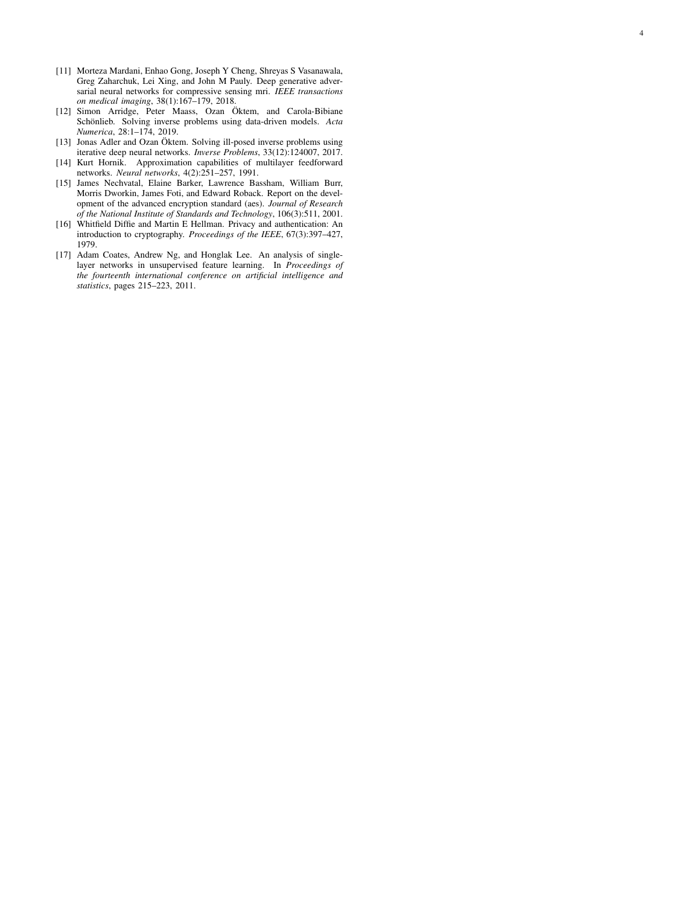[11] Morteza Mardani, Enhao Gong, Joseph Y Cheng, Shreyas S Vasanawala, Greg Zaharchuk, Lei Xing, and John M Pauly. Deep generative adversarial neural networks for compressive sensing mri. *IEEE transactions on medical imaging*, 38(1):167–179, 2018.

[12] Simon Arridge, Peter Maass, Ozan Öktem, and Carola-Bibiane Schönlieb. Solving inverse problems using data-driven models. *Acta Numerica*, 28:1–174, 2019.

[13] Jonas Adler and Ozan Öktem. Solving ill-posed inverse problems using iterative deep neural networks. *Inverse Problems*, 33(12):124007, 2017.

[14] Kurt Hornik. Approximation capabilities of multilayer feedforward networks. *Neural networks*, 4(2):251–257, 1991.

[15] James Nechvatal, Elaine Barker, Lawrence Bassham, William Burr, Morris Dworkin, James Foti, and Edward Roback. Report on the development of the advanced encryption standard (aes). *Journal of Research of the National Institute of Standards and Technology*, 106(3):511, 2001.

[16] Whitfield Diffie and Martin E Hellman. Privacy and authentication: An introduction to cryptography. *Proceedings of the IEEE*, 67(3):397–427, 1979.

[17] Adam Coates, Andrew Ng, and Honglak Lee. An analysis of single-layer networks in unsupervised feature learning. In *Proceedings of the fourteenth international conference on artificial intelligence and statistics*, pages 215–223, 2011.